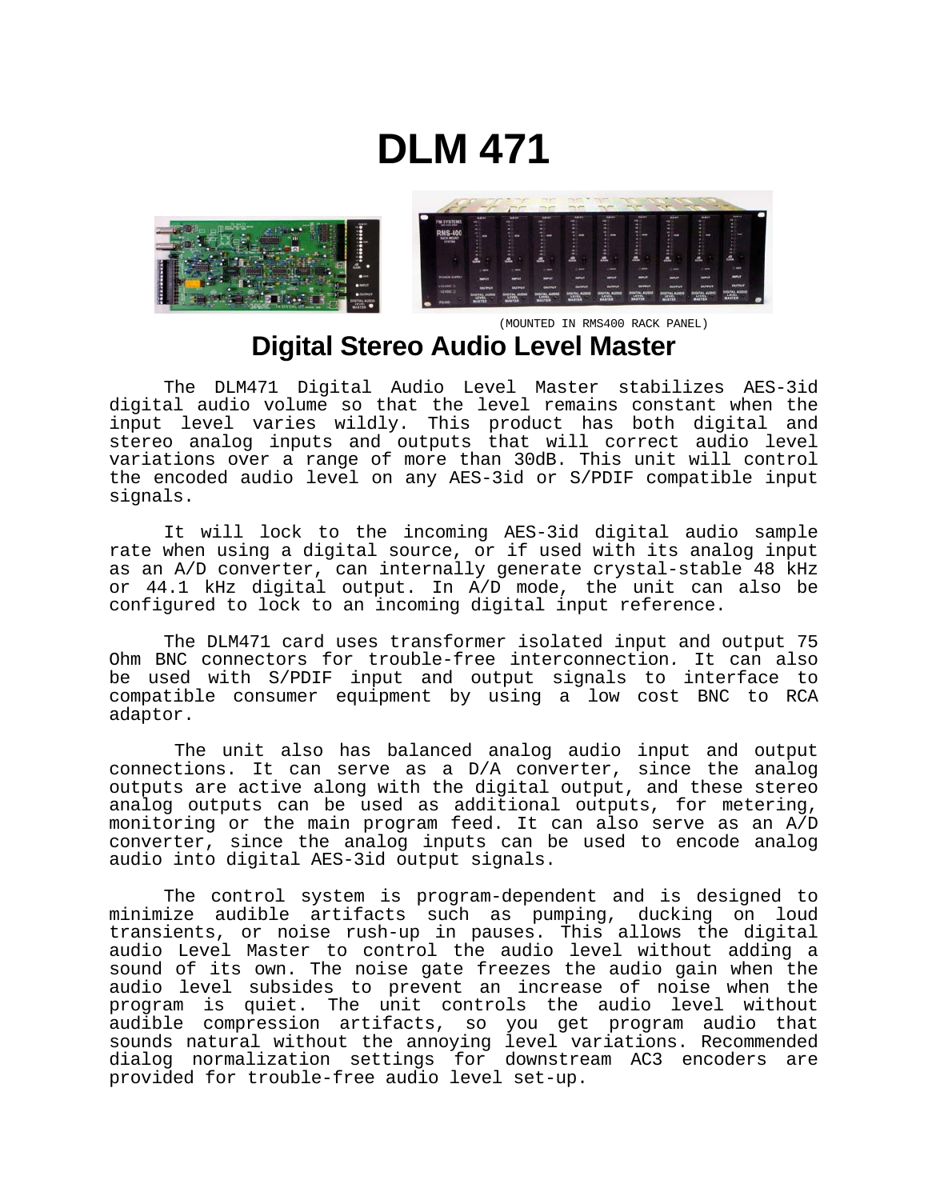# DLM 471

(MOUNTED IN RMS400 RACK PANEL)

## Digital Stereo Audio Level Master

The DLM471 Digital Audio Level Master stabilizes AES-3id digital audio volume so that the level remains constant when the input level varies wildly. This product has both digital and stereo analog inputs and outputs that will correct audio level variations over a range of more than 30dB. This unit will control the encoded audio level on any AES-3id or S/PDIF compatible input signals.

It will lock to the incoming AES-3id digital audio sample rate when using a digital source, or if used with its analog input as an A/D converter, can internally generate crystal-stable 48 kHz or 44.1 kHz digital output. In A/D mode, the unit can also be configured to lock to an incoming digital input reference.

The DLM471 card uses transformer isolated input and output 75 Ohm BNC connectors for trouble-free interconnection. It can also be used with S/PDIF input and output signals to interface to compatible consumer equipment by using a low cost BNC to RCA adaptor.

The unit also has balanced analog audio input and output connections. It can serve as a D/A converter, since the analog outputs are active along with the digital output, and these stereo analog outputs can be used as additional outputs, for metering, monitoring or the main program feed. It can also serve as an A/D converter, since the analog inputs can be used to encode analog audio into digital AES-3id output signals.

The control system is program-dependent and is designed to minimize audible artifacts such as pumping, ducking on loud transients, or noise rush-up in pauses. This allows the digital audio Level Master to control the audio level without adding a sound of its own. The noise gate freezes the audio gain when the audio level subsides to prevent an increase of noise when the program is quiet. The unit controls the audio level without audible compression artifacts, so you get program audio that sounds natural without the annoying level variations. Recommended dialog normalization settings for downstream AC3 encoders are provided for trouble-free audio level set-up.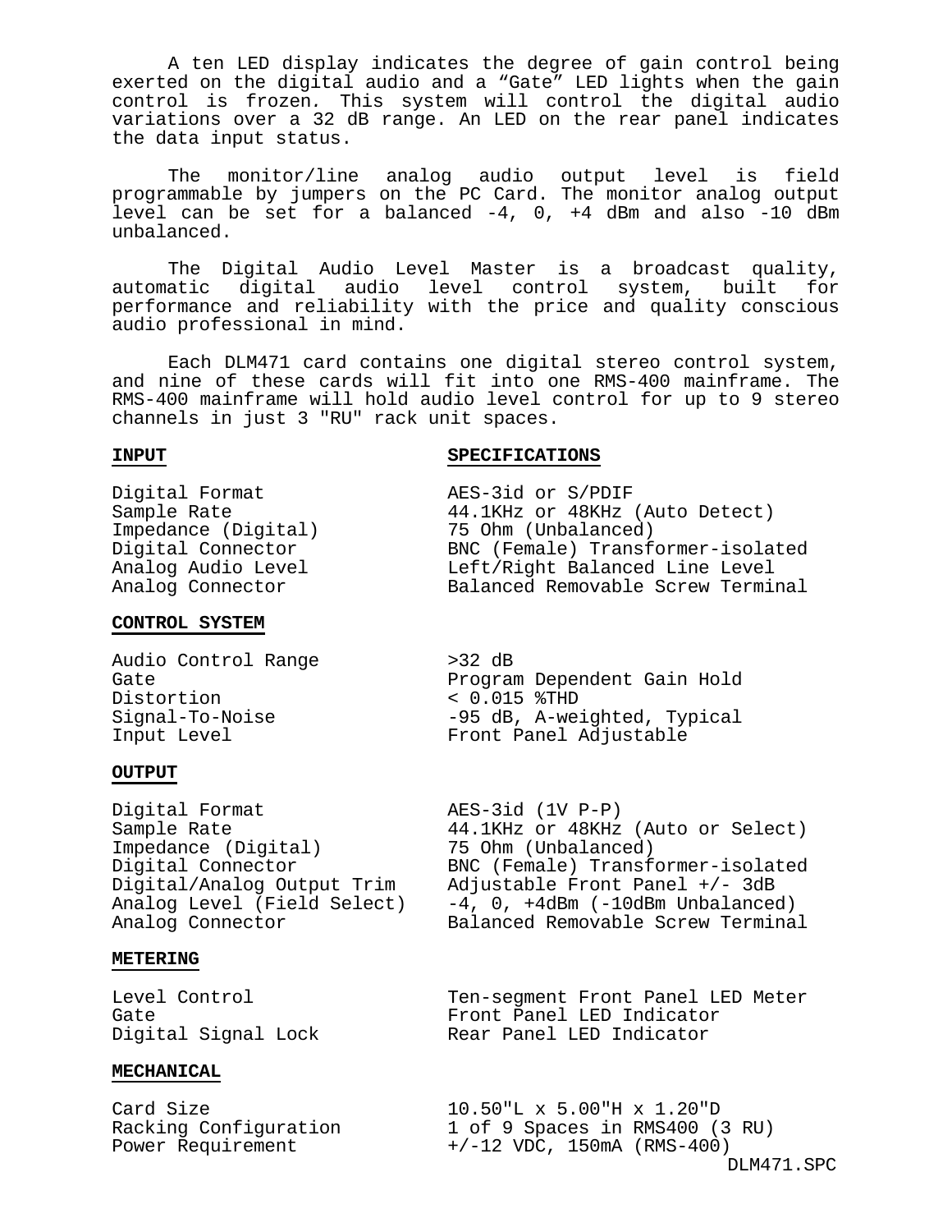A ten LED display indicates the degree of gain control being exerted on the digital audio and a “Gate” LED lights when the gain control is frozen. This system will control the digital audio variations over a 32 dB range. An LED on the rear panel indicates the data input status.

The monitor/line analog audio output level is field programmable by jumpers on the PC Card. The monitor analog output level can be set for a balanced -4, 0, +4 dBm and also -10 dBm unbalanced.

The Digital Audio Level Master is a broadcast quality, automatic digital audio level control system, built for performance and reliability with the price and quality conscious audio professional in mind.

Each DLM471 card contains one digital stereo control system, and nine of these cards will fit into one RMS-400 mainframe. The RMS-400 mainframe will hold audio level control for up to 9 stereo channels in just 3 "RU" rack unit spaces.

## SPECIFICATIONS

### INPUT

| | |
|---|---|
| Digital Format | AES-3id or S/PDIF |
| Sample Rate | 44.1KHz or 48KHz (Auto Detect) |
| Impedance (Digital) | 75 Ohm (Unbalanced) |
| Digital Connector | BNC (Female) Transformer-isolated |
| Analog Audio Level | Left/Right Balanced Line Level |
| Analog Connector | Balanced Removable Screw Terminal |

### CONTROL SYSTEM

| | |
|---|---|
| Audio Control Range | >32 dB |
| Gate | Program Dependent Gain Hold |
| Distortion | < 0.015 %THD |
| Signal-To-Noise | -95 dB, A-weighted, Typical |
| Input Level | Front Panel Adjustable |

### OUTPUT

| | |
|---|---|
| Digital Format | AES-3id (1V P-P) |
| Sample Rate | 44.1KHz or 48KHz (Auto or Select) |
| Impedance (Digital) | 75 Ohm (Unbalanced) |
| Digital Connector | BNC (Female) Transformer-isolated |
| Digital/Analog Output Trim | Adjustable Front Panel +/- 3dB |
| Analog Level (Field Select) | -4, 0, +4dBm (-10dBm Unbalanced) |
| Analog Connector | Balanced Removable Screw Terminal |

### METERING

| | |
|---|---|
| Level Control | Ten-segment Front Panel LED Meter |
| Gate | Front Panel LED Indicator |
| Digital Signal Lock | Rear Panel LED Indicator |

### MECHANICAL

| | |
|---|---|
| Card Size | 10.50"L x 5.00"H x 1.20"D |
| Racking Configuration | 1 of 9 Spaces in RMS400 (3 RU) |
| Power Requirement | +/-12 VDC, 150mA (RMS-400) |

DLM471.SPC